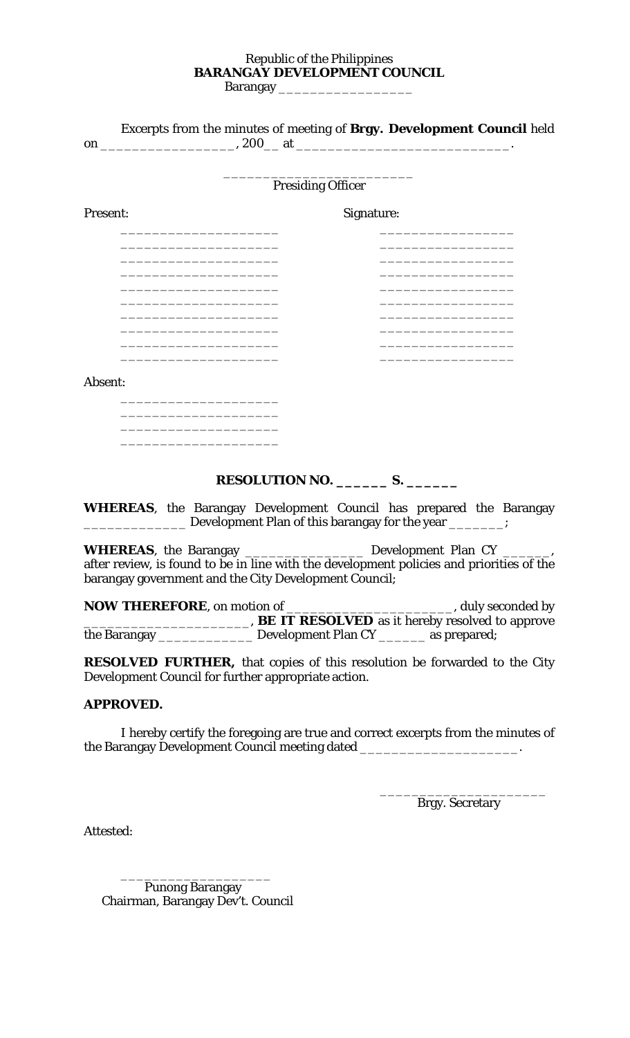Republic of the Philippines
**BARANGAY DEVELOPMENT COUNCIL**
Barangay _________________

Excerpts from the minutes of meeting of **Brgy. Development Council** held on _________________, 200__ at ____________________________.

_________________________
Presiding Officer

| Present: | Signature: |
|---|---|
| ____________________ | ________________ |
| ____________________ | ________________ |
| ____________________ | ________________ |
| ____________________ | ________________ |
| ____________________ | ________________ |
| ____________________ | ________________ |
| ____________________ | ________________ |
| ____________________ | ________________ |
| ____________________ | ________________ |
| ____________________ | ________________ |

Absent:

____________________
____________________
____________________
____________________

**RESOLUTION NO. ______ S. ______**

**WHEREAS**, the Barangay Development Council has prepared the Barangay ____________ Development Plan of this barangay for the year _______;

**WHEREAS**, the Barangay _______________ Development Plan CY ______, after review, is found to be in line with the development policies and priorities of the barangay government and the City Development Council;

**NOW THEREFORE**, on motion of ______________________, duly seconded by ____________________, **BE IT RESOLVED** as it hereby resolved to approve the Barangay ____________ Development Plan CY ______ as prepared;

**RESOLVED FURTHER,** that copies of this resolution be forwarded to the City Development Council for further appropriate action.

**APPROVED.**

I hereby certify the foregoing are true and correct excerpts from the minutes of the Barangay Development Council meeting dated ____________________.

_____________________
Brgy. Secretary

Attested:

___________________
Punong Barangay
Chairman, Barangay Dev't. Council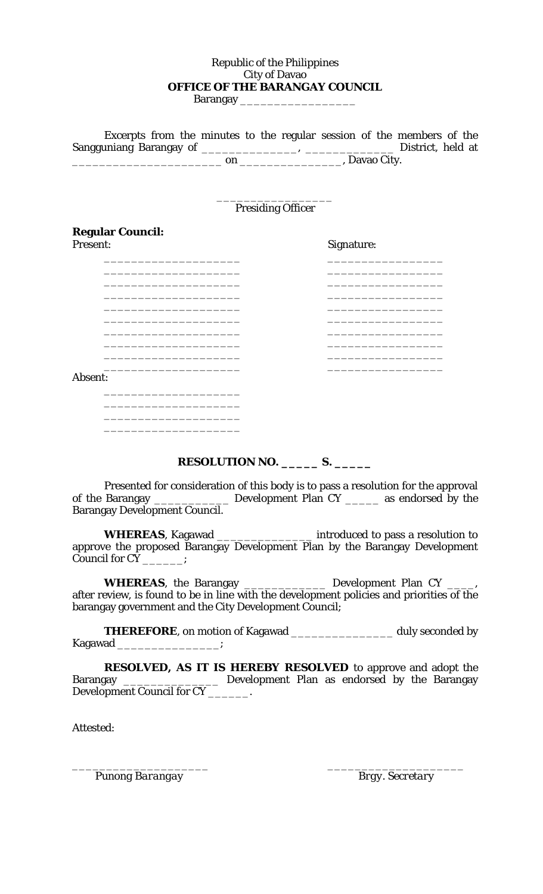Republic of the Philippines
City of Davao
**OFFICE OF THE BARANGAY COUNCIL**
Barangay _________________

Excerpts from the minutes to the regular session of the members of the Sangguniang Barangay of _______________, ______________ District, held at ______________________ on _______________, Davao City.

_________________
Presiding Officer

**Regular Council:**

| Present: | Signature: |
| --- | --- |
| ____________________ | _________________ |
| ____________________ | _________________ |
| ____________________ | _________________ |
| ____________________ | _________________ |
| ____________________ | _________________ |
| ____________________ | _________________ |
| ____________________ | _________________ |
| ____________________ | _________________ |
| ____________________ | _________________ |
| ____________________ | _________________ |

Absent:

____________________
____________________
____________________
____________________

**RESOLUTION NO. _____ S. _____**

Presented for consideration of this body is to pass a resolution for the approval of the Barangay ____________ Development Plan CY _____ as endorsed by the Barangay Development Council.

**WHEREAS**, Kagawad _______________ introduced to pass a resolution to approve the proposed Barangay Development Plan by the Barangay Development Council for CY ______;

**WHEREAS**, the Barangay _____________ Development Plan CY ____, after review, is found to be in line with the development policies and priorities of the barangay government and the City Development Council;

**THEREFORE**, on motion of Kagawad ________________ duly seconded by Kagawad ________________;

**RESOLVED, AS IT IS HEREBY RESOLVED** to approve and adopt the Barangay _______________ Development Plan as endorsed by the Barangay Development Council for CY ______.

Attested:

____________________
*Punong Barangay*

____________________
*Brgy. Secretary*